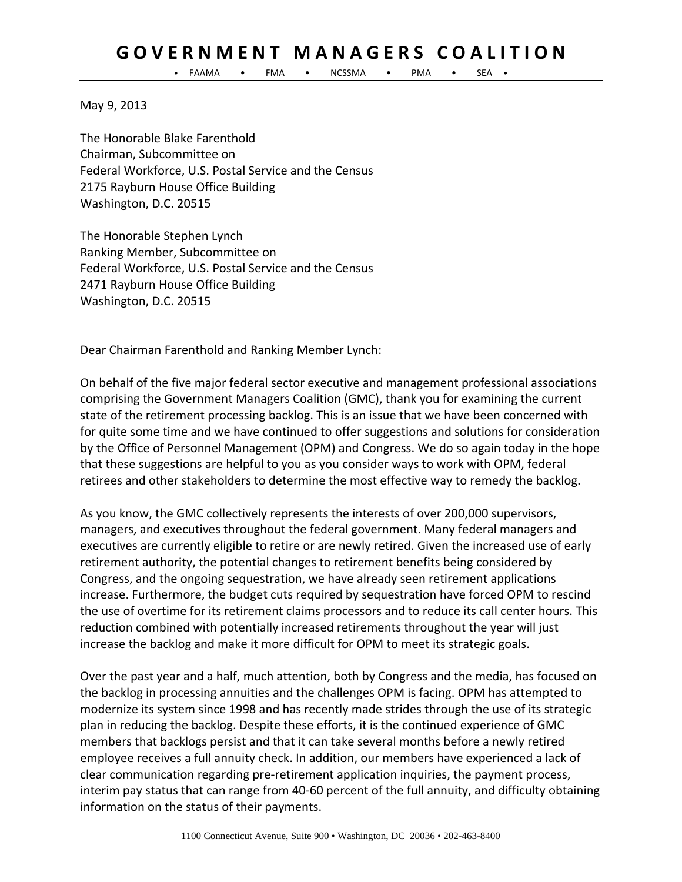# GOVERNMENT MANAGERS COALITION

• FAAMA • FMA • NCSSMA • PMA • SEA •

May 9, 2013

The Honorable Blake Farenthold
Chairman, Subcommittee on
Federal Workforce, U.S. Postal Service and the Census
2175 Rayburn House Office Building
Washington, D.C. 20515

The Honorable Stephen Lynch
Ranking Member, Subcommittee on
Federal Workforce, U.S. Postal Service and the Census
2471 Rayburn House Office Building
Washington, D.C. 20515

Dear Chairman Farenthold and Ranking Member Lynch:

On behalf of the five major federal sector executive and management professional associations comprising the Government Managers Coalition (GMC), thank you for examining the current state of the retirement processing backlog. This is an issue that we have been concerned with for quite some time and we have continued to offer suggestions and solutions for consideration by the Office of Personnel Management (OPM) and Congress. We do so again today in the hope that these suggestions are helpful to you as you consider ways to work with OPM, federal retirees and other stakeholders to determine the most effective way to remedy the backlog.

As you know, the GMC collectively represents the interests of over 200,000 supervisors, managers, and executives throughout the federal government. Many federal managers and executives are currently eligible to retire or are newly retired. Given the increased use of early retirement authority, the potential changes to retirement benefits being considered by Congress, and the ongoing sequestration, we have already seen retirement applications increase. Furthermore, the budget cuts required by sequestration have forced OPM to rescind the use of overtime for its retirement claims processors and to reduce its call center hours. This reduction combined with potentially increased retirements throughout the year will just increase the backlog and make it more difficult for OPM to meet its strategic goals.

Over the past year and a half, much attention, both by Congress and the media, has focused on the backlog in processing annuities and the challenges OPM is facing. OPM has attempted to modernize its system since 1998 and has recently made strides through the use of its strategic plan in reducing the backlog. Despite these efforts, it is the continued experience of GMC members that backlogs persist and that it can take several months before a newly retired employee receives a full annuity check. In addition, our members have experienced a lack of clear communication regarding pre-retirement application inquiries, the payment process, interim pay status that can range from 40-60 percent of the full annuity, and difficulty obtaining information on the status of their payments.

1100 Connecticut Avenue, Suite 900 • Washington, DC 20036 • 202-463-8400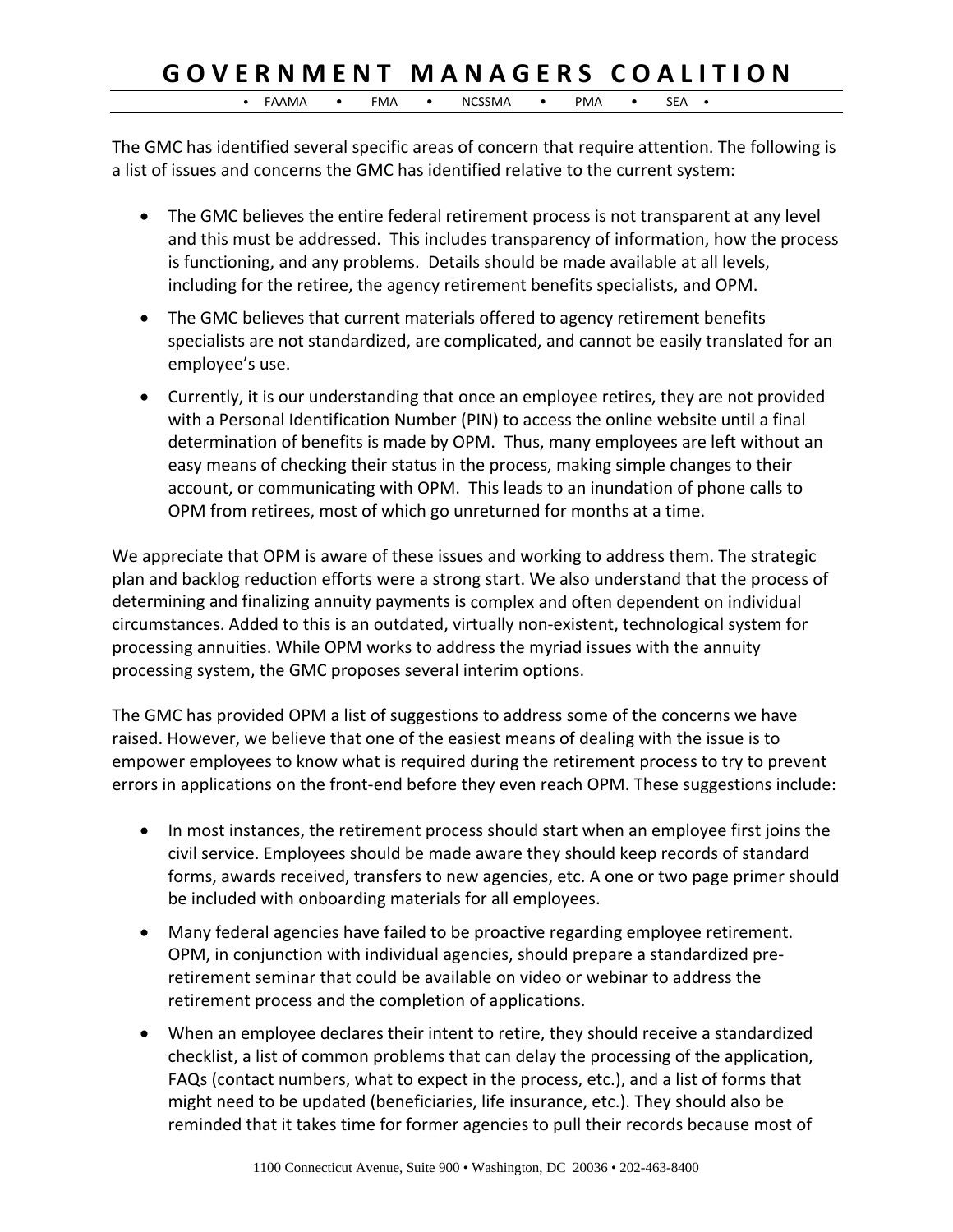The GMC has identified several specific areas of concern that require attention. The following is a list of issues and concerns the GMC has identified relative to the current system:

- The GMC believes the entire federal retirement process is not transparent at any level and this must be addressed. This includes transparency of information, how the process is functioning, and any problems. Details should be made available at all levels, including for the retiree, the agency retirement benefits specialists, and OPM.
- The GMC believes that current materials offered to agency retirement benefits specialists are not standardized, are complicated, and cannot be easily translated for an employee's use.
- Currently, it is our understanding that once an employee retires, they are not provided with a Personal Identification Number (PIN) to access the online website until a final determination of benefits is made by OPM. Thus, many employees are left without an easy means of checking their status in the process, making simple changes to their account, or communicating with OPM. This leads to an inundation of phone calls to OPM from retirees, most of which go unreturned for months at a time.

We appreciate that OPM is aware of these issues and working to address them. The strategic plan and backlog reduction efforts were a strong start. We also understand that the process of determining and finalizing annuity payments is complex and often dependent on individual circumstances. Added to this is an outdated, virtually non-existent, technological system for processing annuities. While OPM works to address the myriad issues with the annuity processing system, the GMC proposes several interim options.

The GMC has provided OPM a list of suggestions to address some of the concerns we have raised. However, we believe that one of the easiest means of dealing with the issue is to empower employees to know what is required during the retirement process to try to prevent errors in applications on the front-end before they even reach OPM. These suggestions include:

- In most instances, the retirement process should start when an employee first joins the civil service. Employees should be made aware they should keep records of standard forms, awards received, transfers to new agencies, etc. A one or two page primer should be included with onboarding materials for all employees.
- Many federal agencies have failed to be proactive regarding employee retirement. OPM, in conjunction with individual agencies, should prepare a standardized pre-retirement seminar that could be available on video or webinar to address the retirement process and the completion of applications.
- When an employee declares their intent to retire, they should receive a standardized checklist, a list of common problems that can delay the processing of the application, FAQs (contact numbers, what to expect in the process, etc.), and a list of forms that might need to be updated (beneficiaries, life insurance, etc.). They should also be reminded that it takes time for former agencies to pull their records because most of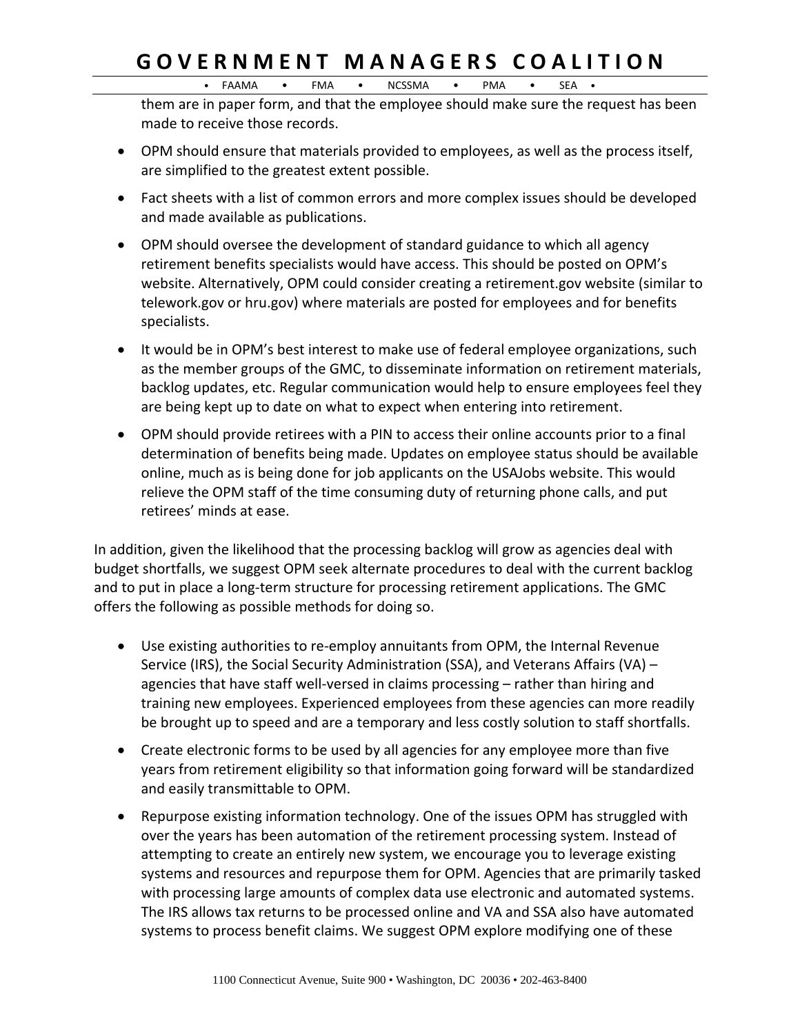them are in paper form, and that the employee should make sure the request has been made to receive those records.

- OPM should ensure that materials provided to employees, as well as the process itself, are simplified to the greatest extent possible.
- Fact sheets with a list of common errors and more complex issues should be developed and made available as publications.
- OPM should oversee the development of standard guidance to which all agency retirement benefits specialists would have access. This should be posted on OPM's website. Alternatively, OPM could consider creating a retirement.gov website (similar to telework.gov or hru.gov) where materials are posted for employees and for benefits specialists.
- It would be in OPM's best interest to make use of federal employee organizations, such as the member groups of the GMC, to disseminate information on retirement materials, backlog updates, etc. Regular communication would help to ensure employees feel they are being kept up to date on what to expect when entering into retirement.
- OPM should provide retirees with a PIN to access their online accounts prior to a final determination of benefits being made. Updates on employee status should be available online, much as is being done for job applicants on the USAJobs website. This would relieve the OPM staff of the time consuming duty of returning phone calls, and put retirees' minds at ease.

In addition, given the likelihood that the processing backlog will grow as agencies deal with budget shortfalls, we suggest OPM seek alternate procedures to deal with the current backlog and to put in place a long-term structure for processing retirement applications. The GMC offers the following as possible methods for doing so.

- Use existing authorities to re-employ annuitants from OPM, the Internal Revenue Service (IRS), the Social Security Administration (SSA), and Veterans Affairs (VA) – agencies that have staff well-versed in claims processing – rather than hiring and training new employees. Experienced employees from these agencies can more readily be brought up to speed and are a temporary and less costly solution to staff shortfalls.
- Create electronic forms to be used by all agencies for any employee more than five years from retirement eligibility so that information going forward will be standardized and easily transmittable to OPM.
- Repurpose existing information technology. One of the issues OPM has struggled with over the years has been automation of the retirement processing system. Instead of attempting to create an entirely new system, we encourage you to leverage existing systems and resources and repurpose them for OPM. Agencies that are primarily tasked with processing large amounts of complex data use electronic and automated systems. The IRS allows tax returns to be processed online and VA and SSA also have automated systems to process benefit claims. We suggest OPM explore modifying one of these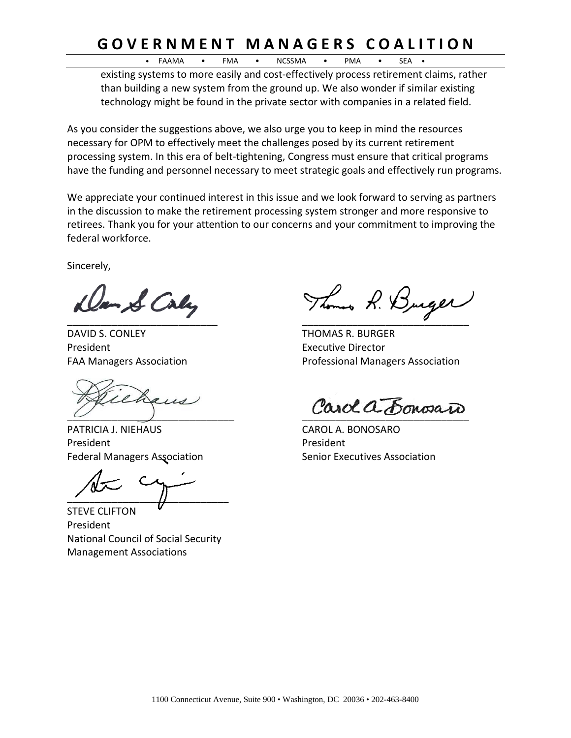existing systems to more easily and cost-effectively process retirement claims, rather than building a new system from the ground up. We also wonder if similar existing technology might be found in the private sector with companies in a related field.

As you consider the suggestions above, we also urge you to keep in mind the resources necessary for OPM to effectively meet the challenges posed by its current retirement processing system. In this era of belt-tightening, Congress must ensure that critical programs have the funding and personnel necessary to meet strategic goals and effectively run programs.

We appreciate your continued interest in this issue and we look forward to serving as partners in the discussion to make the retirement processing system stronger and more responsive to retirees. Thank you for your attention to our concerns and your commitment to improving the federal workforce.

Sincerely,

DAVID S. CONLEY
President
FAA Managers Association

THOMAS R. BURGER
Executive Director
Professional Managers Association

PATRICIA J. NIEHAUS
President
Federal Managers Association

CAROL A. BONOSARO
President
Senior Executives Association

STEVE CLIFTON
President
National Council of Social Security Management Associations